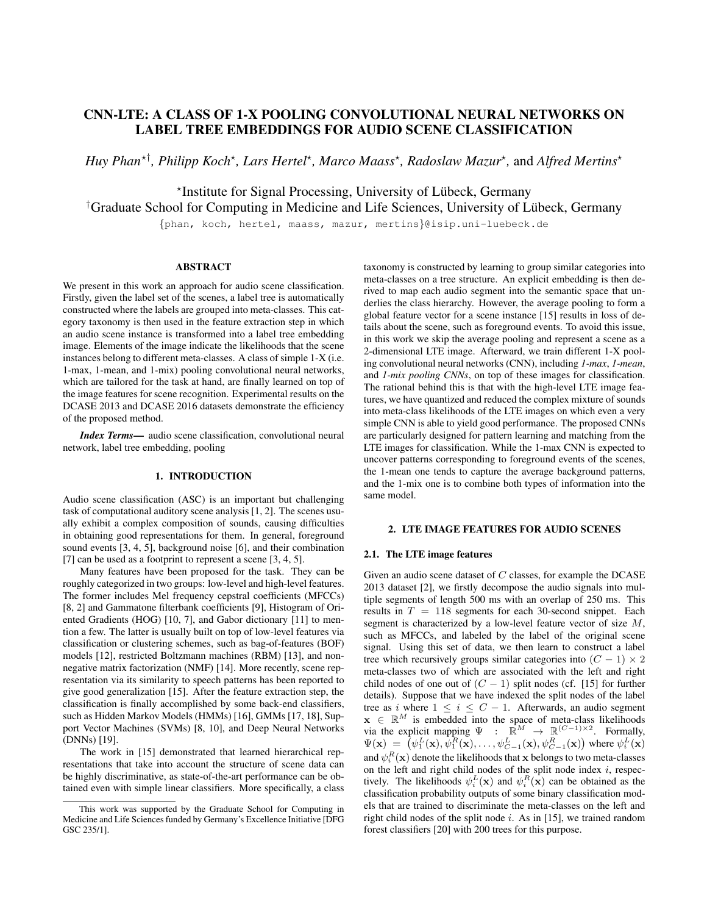# CNN-LTE: A CLASS OF 1-X POOLING CONVOLUTIONAL NEURAL NETWORKS ON LABEL TREE EMBEDDINGS FOR AUDIO SCENE CLASSIFICATION

*Huy Phan*[⋆†], *Philipp Koch*[⋆], *Lars Hertel*[⋆], *Marco Maass*[⋆], *Radoslaw Mazur*[⋆], and *Alfred Mertins*[⋆]

[⋆]Institute for Signal Processing, University of Lübeck, Germany

[†]Graduate School for Computing in Medicine and Life Sciences, University of Lübeck, Germany

{phan, koch, hertel, maass, mazur, mertins}@isip.uni-luebeck.de

## ABSTRACT

We present in this work an approach for audio scene classification. Firstly, given the label set of the scenes, a label tree is automatically constructed where the labels are grouped into meta-classes. This category taxonomy is then used in the feature extraction step in which an audio scene instance is transformed into a label tree embedding image. Elements of the image indicate the likelihoods that the scene instances belong to different meta-classes. A class of simple 1-X (i.e. 1-max, 1-mean, and 1-mix) pooling convolutional neural networks, which are tailored for the task at hand, are finally learned on top of the image features for scene recognition. Experimental results on the DCASE 2013 and DCASE 2016 datasets demonstrate the efficiency of the proposed method.

***Index Terms***— audio scene classification, convolutional neural network, label tree embedding, pooling

## 1. INTRODUCTION

Audio scene classification (ASC) is an important but challenging task of computational auditory scene analysis [1, 2]. The scenes usually exhibit a complex composition of sounds, causing difficulties in obtaining good representations for them. In general, foreground sound events [3, 4, 5], background noise [6], and their combination [7] can be used as a footprint to represent a scene [3, 4, 5].

Many features have been proposed for the task. They can be roughly categorized in two groups: low-level and high-level features. The former includes Mel frequency cepstral coefficients (MFCCs) [8, 2] and Gammatone filterbank coefficients [9], Histogram of Oriented Gradients (HOG) [10, 7], and Gabor dictionary [11] to mention a few. The latter is usually built on top of low-level features via classification or clustering schemes, such as bag-of-features (BOF) models [12], restricted Boltzmann machines (RBM) [13], and non-negative matrix factorization (NMF) [14]. More recently, scene representation via its similarity to speech patterns has been reported to give good generalization [15]. After the feature extraction step, the classification is finally accomplished by some back-end classifiers, such as Hidden Markov Models (HMMs) [16], GMMs [17, 18], Support Vector Machines (SVMs) [8, 10], and Deep Neural Networks (DNNs) [19].

The work in [15] demonstrated that learned hierarchical representations that take into account the structure of scene data can be highly discriminative, as state-of-the-art performance can be obtained even with simple linear classifiers. More specifically, a class taxonomy is constructed by learning to group similar categories into meta-classes on a tree structure. An explicit embedding is then derived to map each audio segment into the semantic space that underlies the class hierarchy. However, the average pooling to form a global feature vector for a scene instance [15] results in loss of details about the scene, such as foreground events. To avoid this issue, in this work we skip the average pooling and represent a scene as a 2-dimensional LTE image. Afterward, we train different 1-X pooling convolutional neural networks (CNN), including *1-max*, *1-mean*, and *1-mix pooling CNNs*, on top of these images for classification. The rational behind this is that with the high-level LTE image features, we have quantized and reduced the complex mixture of sounds into meta-class likelihoods of the LTE images on which even a very simple CNN is able to yield good performance. The proposed CNNs are particularly designed for pattern learning and matching from the LTE images for classification. While the 1-max CNN is expected to uncover patterns corresponding to foreground events of the scenes, the 1-mean one tends to capture the average background patterns, and the 1-mix one is to combine both types of information into the same model.

## 2. LTE IMAGE FEATURES FOR AUDIO SCENES

### 2.1. The LTE image features

Given an audio scene dataset of $C$ classes, for example the DCASE 2013 dataset [2], we firstly decompose the audio signals into multiple segments of length 500 ms with an overlap of 250 ms. This results in $T = 118$ segments for each 30-second snippet. Each segment is characterized by a low-level feature vector of size $M$, such as MFCCs, and labeled by the label of the original scene signal. Using this set of data, we then learn to construct a label tree which recursively groups similar categories into $(C-1) \times 2$ meta-classes two of which are associated with the left and right child nodes of one out of $(C-1)$ split nodes (cf. [15] for further details). Suppose that we have indexed the split nodes of the label tree as $i$ where $1 \leq i \leq C-1$. Afterwards, an audio segment $\mathbf{x} \in \mathbb{R}^M$ is embedded into the space of meta-class likelihoods via the explicit mapping $\Psi : \mathbb{R}^M \rightarrow \mathbb{R}^{(C-1)\times 2}$. Formally, $\Psi(\mathbf{x}) = \left(\psi_1^L(\mathbf{x}), \psi_1^R(\mathbf{x}), \ldots, \psi_{C-1}^L(\mathbf{x}), \psi_{C-1}^R(\mathbf{x})\right)$ where $\psi_i^L(\mathbf{x})$ and $\psi_i^R(\mathbf{x})$ denote the likelihoods that $\mathbf{x}$ belongs to two meta-classes on the left and right child nodes of the split node index $i$, respectively. The likelihoods $\psi_i^L(\mathbf{x})$ and $\psi_i^R(\mathbf{x})$ can be obtained as the classification probability outputs of some binary classification models that are trained to discriminate the meta-classes on the left and right child nodes of the split node $i$. As in [15], we trained random forest classifiers [20] with 200 trees for this purpose.

This work was supported by the Graduate School for Computing in Medicine and Life Sciences funded by Germany's Excellence Initiative [DFG GSC 235/1].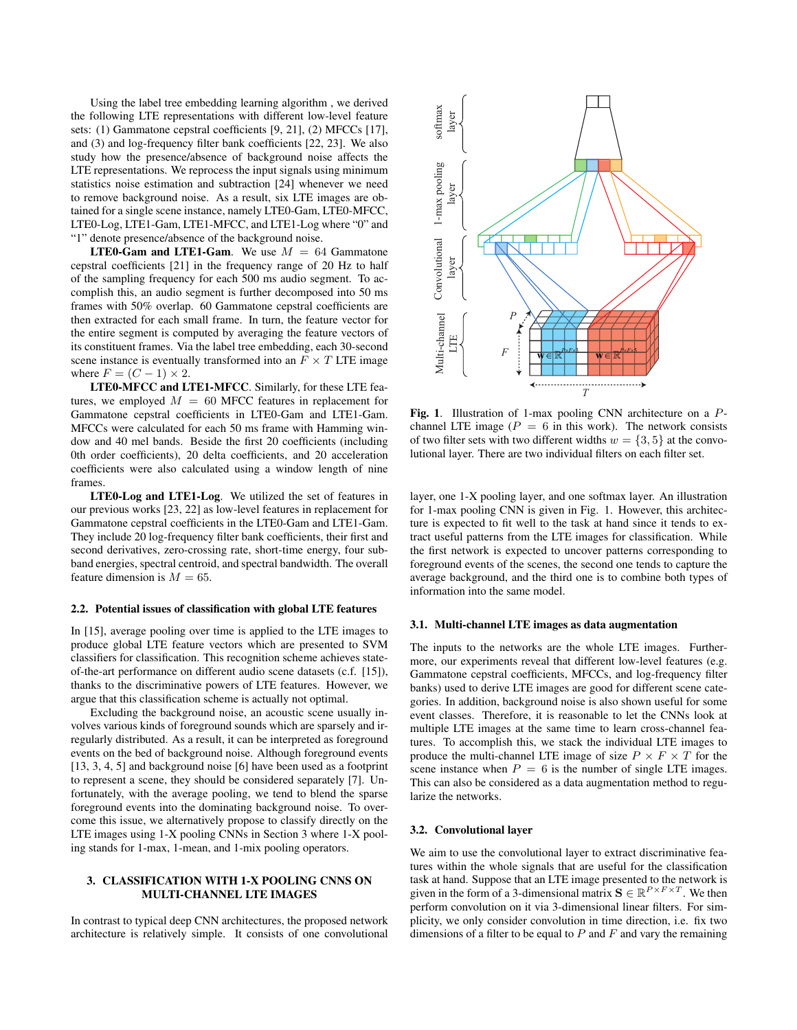Using the label tree embedding learning algorithm , we derived the following LTE representations with different low-level feature sets: (1) Gammatone cepstral coefficients [9, 21], (2) MFCCs [17], and (3) and log-frequency filter bank coefficients [22, 23]. We also study how the presence/absence of background noise affects the LTE representations. We reprocess the input signals using minimum statistics noise estimation and subtraction [24] whenever we need to remove background noise. As a result, six LTE images are obtained for a single scene instance, namely LTE0-Gam, LTE0-MFCC, LTE0-Log, LTE1-Gam, LTE1-MFCC, and LTE1-Log where "0" and "1" denote presence/absence of the background noise.

**LTE0-Gam and LTE1-Gam**. We use $M = 64$ Gammatone cepstral coefficients [21] in the frequency range of 20 Hz to half of the sampling frequency for each 500 ms audio segment. To accomplish this, an audio segment is further decomposed into 50 ms frames with 50% overlap. 60 Gammatone cepstral coefficients are then extracted for each small frame. In turn, the feature vector for the entire segment is computed by averaging the feature vectors of its constituent frames. Via the label tree embedding, each 30-second scene instance is eventually transformed into an $F \times T$ LTE image where $F = (C - 1) \times 2$.

**LTE0-MFCC and LTE1-MFCC**. Similarly, for these LTE features, we employed $M = 60$ MFCC features in replacement for Gammatone cepstral coefficients in LTE0-Gam and LTE1-Gam. MFCCs were calculated for each 50 ms frame with Hamming window and 40 mel bands. Beside the first 20 coefficients (including 0th order coefficients), 20 delta coefficients, and 20 acceleration coefficients were also calculated using a window length of nine frames.

**LTE0-Log and LTE1-Log**. We utilized the set of features in our previous works [23, 22] as low-level features in replacement for Gammatone cepstral coefficients in the LTE0-Gam and LTE1-Gam. They include 20 log-frequency filter bank coefficients, their first and second derivatives, zero-crossing rate, short-time energy, four subband energies, spectral centroid, and spectral bandwidth. The overall feature dimension is $M = 65$.

### 2.2. Potential issues of classification with global LTE features

In [15], average pooling over time is applied to the LTE images to produce global LTE feature vectors which are presented to SVM classifiers for classification. This recognition scheme achieves state-of-the-art performance on different audio scene datasets (c.f. [15]), thanks to the discriminative powers of LTE features. However, we argue that this classification scheme is actually not optimal.

Excluding the background noise, an acoustic scene usually involves various kinds of foreground sounds which are sparsely and irregularly distributed. As a result, it can be interpreted as foreground events on the bed of background noise. Although foreground events [13, 3, 4, 5] and background noise [6] have been used as a footprint to represent a scene, they should be considered separately [7]. Unfortunately, with the average pooling, we tend to blend the sparse foreground events into the dominating background noise. To overcome this issue, we alternatively propose to classify directly on the LTE images using 1-X pooling CNNs in Section 3 where 1-X pooling stands for 1-max, 1-mean, and 1-mix pooling operators.

## 3. CLASSIFICATION WITH 1-X POOLING CNNS ON MULTI-CHANNEL LTE IMAGES

In contrast to typical deep CNN architectures, the proposed network architecture is relatively simple. It consists of one convolutional layer, one 1-X pooling layer, and one softmax layer. An illustration for 1-max pooling CNN is given in Fig. 1. However, this architecture is expected to fit well to the task at hand since it tends to extract useful patterns from the LTE images for classification. While the first network is expected to uncover patterns corresponding to foreground events of the scenes, the second one tends to capture the average background, and the third one is to combine both types of information into the same model.

**Fig. 1**. Illustration of 1-max pooling CNN architecture on a $P$-channel LTE image ($P = 6$ in this work). The network consists of two filter sets with two different widths $w = \{3, 5\}$ at the convolutional layer. There are two individual filters on each filter set.

### 3.1. Multi-channel LTE images as data augmentation

The inputs to the networks are the whole LTE images. Furthermore, our experiments reveal that different low-level features (e.g. Gammatone cepstral coefficients, MFCCs, and log-frequency filter banks) used to derive LTE images are good for different scene categories. In addition, background noise is also shown useful for some event classes. Therefore, it is reasonable to let the CNNs look at multiple LTE images at the same time to learn cross-channel features. To accomplish this, we stack the individual LTE images to produce the multi-channel LTE image of size $P \times F \times T$ for the scene instance when $P = 6$ is the number of single LTE images. This can also be considered as a data augmentation method to regularize the networks.

### 3.2. Convolutional layer

We aim to use the convolutional layer to extract discriminative features within the whole signals that are useful for the classification task at hand. Suppose that an LTE image presented to the network is given in the form of a 3-dimensional matrix $\mathbf{S} \in \mathbb{R}^{P \times F \times T}$. We then perform convolution on it via 3-dimensional linear filters. For simplicity, we only consider convolution in time direction, i.e. fix two dimensions of a filter to be equal to $P$ and $F$ and vary the remaining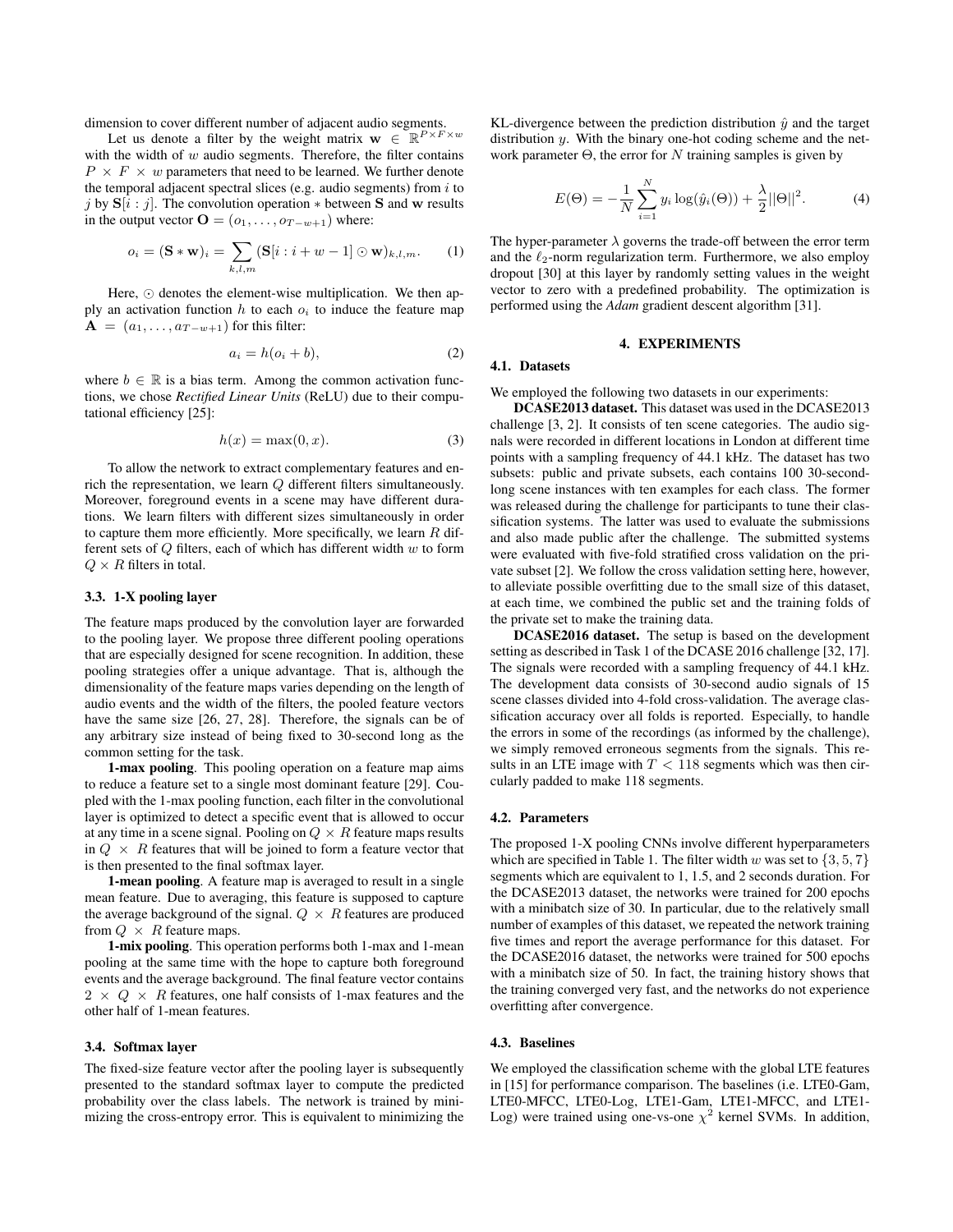dimension to cover different number of adjacent audio segments.

Let us denote a filter by the weight matrix $\mathbf{w} \in \mathbb{R}^{P \times F \times w}$ with the width of $w$ audio segments. Therefore, the filter contains $P \times F \times w$ parameters that need to be learned. We further denote the temporal adjacent spectral slices (e.g. audio segments) from $i$ to $j$ by $\mathbf{S}[i:j]$. The convolution operation $*$ between $\mathbf{S}$ and $\mathbf{w}$ results in the output vector $\mathbf{O} = (o_1, \ldots, o_{T-w+1})$ where:

$$o_i = (\mathbf{S} * \mathbf{w})_i = \sum_{k,l,m} (\mathbf{S}[i : i + w - 1] \odot \mathbf{w})_{k,l,m}. \quad (1)$$

Here, $\odot$ denotes the element-wise multiplication. We then apply an activation function $h$ to each $o_i$ to induce the feature map $\mathbf{A} = (a_1, \ldots, a_{T-w+1})$ for this filter:

$$a_i = h(o_i + b), \quad (2)$$

where $b \in \mathbb{R}$ is a bias term. Among the common activation functions, we chose *Rectified Linear Units* (ReLU) due to their computational efficiency [25]:

$$h(x) = \max(0, x). \quad (3)$$

To allow the network to extract complementary features and enrich the representation, we learn $Q$ different filters simultaneously. Moreover, foreground events in a scene may have different durations. We learn filters with different sizes simultaneously in order to capture them more efficiently. More specifically, we learn $R$ different sets of $Q$ filters, each of which has different width $w$ to form $Q \times R$ filters in total.

### 3.3. 1-X pooling layer

The feature maps produced by the convolution layer are forwarded to the pooling layer. We propose three different pooling operations that are especially designed for scene recognition. In addition, these pooling strategies offer a unique advantage. That is, although the dimensionality of the feature maps varies depending on the length of audio events and the width of the filters, the pooled feature vectors have the same size [26, 27, 28]. Therefore, the signals can be of any arbitrary size instead of being fixed to 30-second long as the common setting for the task.

**1-max pooling**. This pooling operation on a feature map aims to reduce a feature set to a single most dominant feature [29]. Coupled with the 1-max pooling function, each filter in the convolutional layer is optimized to detect a specific event that is allowed to occur at any time in a scene signal. Pooling on $Q \times R$ feature maps results in $Q \times R$ features that will be joined to form a feature vector that is then presented to the final softmax layer.

**1-mean pooling**. A feature map is averaged to result in a single mean feature. Due to averaging, this feature is supposed to capture the average background of the signal. $Q \times R$ features are produced from $Q \times R$ feature maps.

**1-mix pooling**. This operation performs both 1-max and 1-mean pooling at the same time with the hope to capture both foreground events and the average background. The final feature vector contains $2 \times Q \times R$ features, one half consists of 1-max features and the other half of 1-mean features.

### 3.4. Softmax layer

The fixed-size feature vector after the pooling layer is subsequently presented to the standard softmax layer to compute the predicted probability over the class labels. The network is trained by minimizing the cross-entropy error. This is equivalent to minimizing the KL-divergence between the prediction distribution $\hat{y}$ and the target distribution $y$. With the binary one-hot coding scheme and the network parameter $\Theta$, the error for $N$ training samples is given by

$$E(\Theta) = -\frac{1}{N} \sum_{i=1}^{N} y_i \log(\hat{y}_i(\Theta)) + \frac{\lambda}{2} ||\Theta||^2. \quad (4)$$

The hyper-parameter $\lambda$ governs the trade-off between the error term and the $\ell_2$-norm regularization term. Furthermore, we also employ dropout [30] at this layer by randomly setting values in the weight vector to zero with a predefined probability. The optimization is performed using the *Adam* gradient descent algorithm [31].

## 4. EXPERIMENTS

### 4.1. Datasets

We employed the following two datasets in our experiments:

**DCASE2013 dataset.** This dataset was used in the DCASE2013 challenge [3, 2]. It consists of ten scene categories. The audio signals were recorded in different locations in London at different time points with a sampling frequency of 44.1 kHz. The dataset has two subsets: public and private subsets, each contains 100 30-second-long scene instances with ten examples for each class. The former was released during the challenge for participants to tune their classification systems. The latter was used to evaluate the submissions and also made public after the challenge. The submitted systems were evaluated with five-fold stratified cross validation on the private subset [2]. We follow the cross validation setting here, however, to alleviate possible overfitting due to the small size of this dataset, at each time, we combined the public set and the training folds of the private set to make the training data.

**DCASE2016 dataset.** The setup is based on the development setting as described in Task 1 of the DCASE 2016 challenge [32, 17]. The signals were recorded with a sampling frequency of 44.1 kHz. The development data consists of 30-second audio signals of 15 scene classes divided into 4-fold cross-validation. The average classification accuracy over all folds is reported. Especially, to handle the errors in some of the recordings (as informed by the challenge), we simply removed erroneous segments from the signals. This results in an LTE image with $T < 118$ segments which was then circularly padded to make 118 segments.

### 4.2. Parameters

The proposed 1-X pooling CNNs involve different hyperparameters which are specified in Table 1. The filter width $w$ was set to $\{3, 5, 7\}$ segments which are equivalent to 1, 1.5, and 2 seconds duration. For the DCASE2013 dataset, the networks were trained for 200 epochs with a minibatch size of 30. In particular, due to the relatively small number of examples of this dataset, we repeated the network training five times and report the average performance for this dataset. For the DCASE2016 dataset, the networks were trained for 500 epochs with a minibatch size of 50. In fact, the training history shows that the training converged very fast, and the networks do not experience overfitting after convergence.

### 4.3. Baselines

We employed the classification scheme with the global LTE features in [15] for performance comparison. The baselines (i.e. LTE0-Gam, LTE0-MFCC, LTE0-Log, LTE1-Gam, LTE1-MFCC, and LTE1-Log) were trained using one-vs-one $\chi^2$ kernel SVMs. In addition,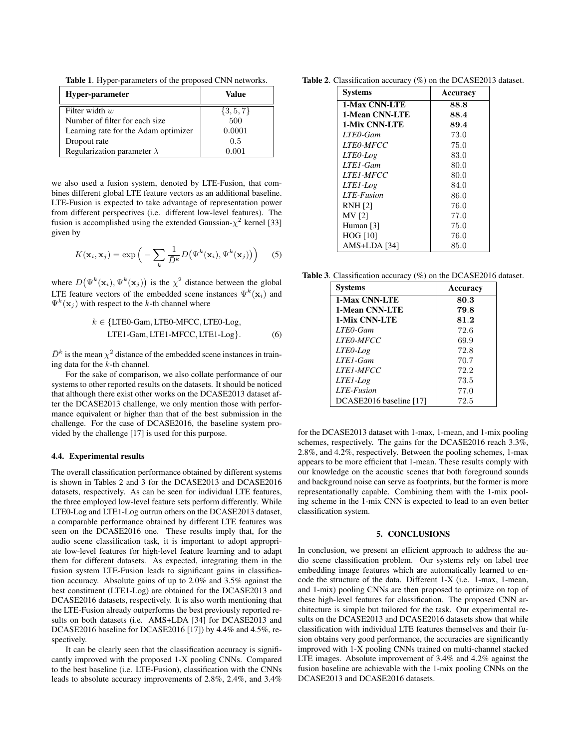**Table 1**. Hyper-parameters of the proposed CNN networks.

| Hyper-parameter | Value |
|---|---|
| Filter width $w$ | $\{3, 5, 7\}$ |
| Number of filter for each size | 500 |
| Learning rate for the Adam optimizer | 0.0001 |
| Dropout rate | 0.5 |
| Regularization parameter $\lambda$ | 0.001 |

we also used a fusion system, denoted by LTE-Fusion, that combines different global LTE feature vectors as an additional baseline. LTE-Fusion is expected to take advantage of representation power from different perspectives (i.e. different low-level features). The fusion is accomplished using the extended Gaussian-$\chi^2$ kernel [33] given by

$$K(\mathbf{x}_i, \mathbf{x}_j) = \exp\Big( - \sum_k \frac{1}{\bar{D}^k} D\big(\Psi^k(\mathbf{x}_i), \Psi^k(\mathbf{x}_j)\big)\Big) \quad (5)$$

where $D\big(\Psi^k(\mathbf{x}_i), \Psi^k(\mathbf{x}_j)\big)$ is the $\chi^2$ distance between the global LTE feature vectors of the embedded scene instances $\Psi^k(\mathbf{x}_i)$ and $\Psi^k(\mathbf{x}_j)$ with respect to the $k$-th channel where

$$k \in \{\text{LTE0-Gam}, \text{LTE0-MFCC}, \text{LTE0-Log}, \text{LTE1-Gam}, \text{LTE1-MFCC}, \text{LTE1-Log}\}. \quad (6)$$

$\bar{D}^k$ is the mean $\chi^2$ distance of the embedded scene instances in training data for the $k$-th channel.

For the sake of comparison, we also collate performance of our systems to other reported results on the datasets. It should be noticed that although there exist other works on the DCASE2013 dataset after the DCASE2013 challenge, we only mention those with performance equivalent or higher than that of the best submission in the challenge. For the case of DCASE2016, the baseline system provided by the challenge [17] is used for this purpose.

### 4.4. Experimental results

The overall classification performance obtained by different systems is shown in Tables 2 and 3 for the DCASE2013 and DCASE2016 datasets, respectively. As can be seen for individual LTE features, the three employed low-level feature sets perform differently. While LTE0-Log and LTE1-Log outrun others on the DCASE2013 dataset, a comparable performance obtained by different LTE features was seen on the DCASE2016 one. These results imply that, for the audio scene classification task, it is important to adopt appropriate low-level features for high-level feature learning and to adapt them for different datasets. As expected, integrating them in the fusion system LTE-Fusion leads to significant gains in classification accuracy. Absolute gains of up to 2.0% and 3.5% against the best constituent (LTE1-Log) are obtained for the DCASE2013 and DCASE2016 datasets, respectively. It is also worth mentioning that the LTE-Fusion already outperforms the best previously reported results on both datasets (i.e. AMS+LDA [34] for DCASE2013 and DCASE2016 baseline for DCASE2016 [17]) by 4.4% and 4.5%, respectively.

It can be clearly seen that the classification accuracy is significantly improved with the proposed 1-X pooling CNNs. Compared to the best baseline (i.e. LTE-Fusion), classification with the CNNs leads to absolute accuracy improvements of 2.8%, 2.4%, and 3.4% for the DCASE2013 dataset with 1-max, 1-mean, and 1-mix pooling schemes, respectively. The gains for the DCASE2016 reach 3.3%, 2.8%, and 4.2%, respectively. Between the pooling schemes, 1-max appears to be more efficient that 1-mean. These results comply with our knowledge on the acoustic scenes that both foreground sounds and background noise can serve as footprints, but the former is more representationally capable. Combining them with the 1-mix pooling scheme in the 1-mix CNN is expected to lead to an even better classification system.

**Table 2**. Classification accuracy (%) on the DCASE2013 dataset.

| Systems | Accuracy |
|---|---|
| **1-Max CNN-LTE** | **88.8** |
| **1-Mean CNN-LTE** | **88.4** |
| **1-Mix CNN-LTE** | **89.4** |
| *LTE0-Gam* | 73.0 |
| *LTE0-MFCC* | 75.0 |
| *LTE0-Log* | 83.0 |
| *LTE1-Gam* | 80.0 |
| *LTE1-MFCC* | 80.0 |
| *LTE1-Log* | 84.0 |
| *LTE-Fusion* | 86.0 |
| RNH [2] | 76.0 |
| MV [2] | 77.0 |
| Human [3] | 75.0 |
| HOG [10] | 76.0 |
| AMS+LDA [34] | 85.0 |

**Table 3**. Classification accuracy (%) on the DCASE2016 dataset.

| Systems | Accuracy |
|---|---|
| **1-Max CNN-LTE** | **80.3** |
| **1-Mean CNN-LTE** | **79.8** |
| **1-Mix CNN-LTE** | **81.2** |
| *LTE0-Gam* | 72.6 |
| *LTE0-MFCC* | 69.9 |
| *LTE0-Log* | 72.8 |
| *LTE1-Gam* | 70.7 |
| *LTE1-MFCC* | 72.2 |
| *LTE1-Log* | 73.5 |
| *LTE-Fusion* | 77.0 |
| DCASE2016 baseline [17] | 72.5 |

## 5. CONCLUSIONS

In conclusion, we present an efficient approach to address the audio scene classification problem. Our systems rely on label tree embedding image features which are automatically learned to encode the structure of the data. Different 1-X (i.e. 1-max, 1-mean, and 1-mix) pooling CNNs are then proposed to optimize on top of these high-level features for classification. The proposed CNN architecture is simple but tailored for the task. Our experimental results on the DCASE2013 and DCASE2016 datasets show that while classification with individual LTE features themselves and their fusion obtains very good performance, the accuracies are significantly improved with 1-X pooling CNNs trained on multi-channel stacked LTE images. Absolute improvement of 3.4% and 4.2% against the fusion baseline are achievable with the 1-mix pooling CNNs on the DCASE2013 and DCASE2016 datasets.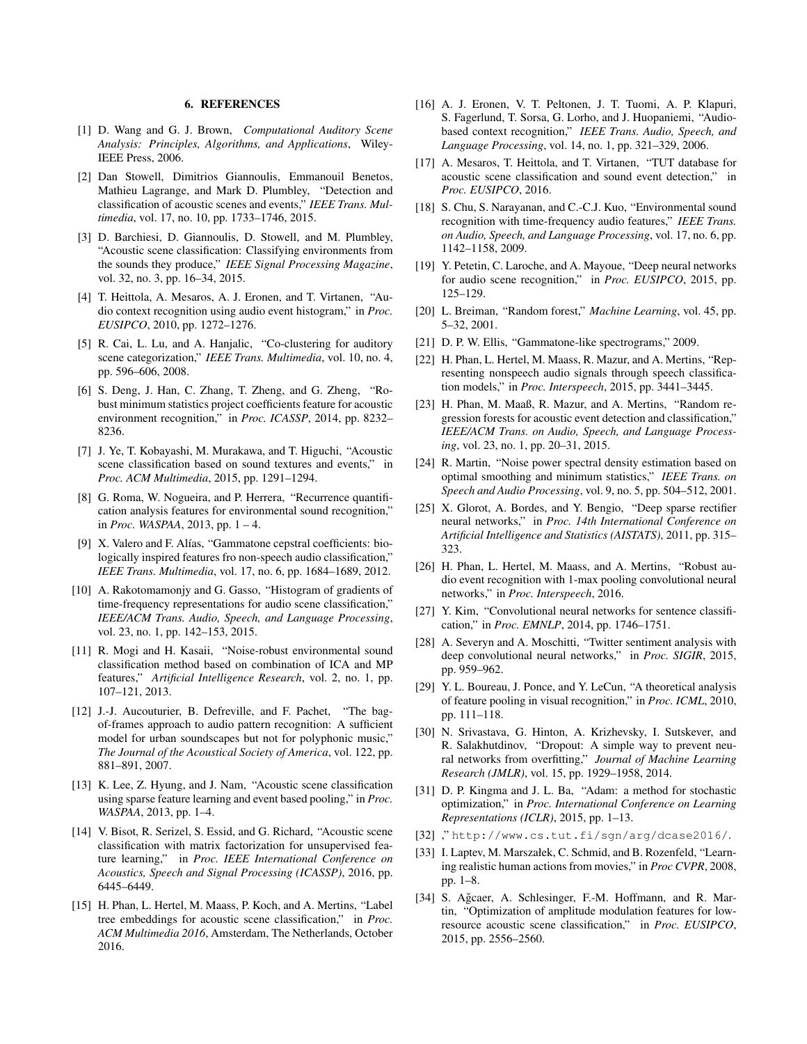# 6. REFERENCES

[1] D. Wang and G. J. Brown, *Computational Auditory Scene Analysis: Principles, Algorithms, and Applications*, Wiley-IEEE Press, 2006.

[2] Dan Stowell, Dimitrios Giannoulis, Emmanouil Benetos, Mathieu Lagrange, and Mark D. Plumbley, "Detection and classification of acoustic scenes and events," *IEEE Trans. Multimedia*, vol. 17, no. 10, pp. 1733–1746, 2015.

[3] D. Barchiesi, D. Giannoulis, D. Stowell, and M. Plumbley, "Acoustic scene classification: Classifying environments from the sounds they produce," *IEEE Signal Processing Magazine*, vol. 32, no. 3, pp. 16–34, 2015.

[4] T. Heittola, A. Mesaros, A. J. Eronen, and T. Virtanen, "Audio context recognition using audio event histogram," in *Proc. EUSIPCO*, 2010, pp. 1272–1276.

[5] R. Cai, L. Lu, and A. Hanjalic, "Co-clustering for auditory scene categorization," *IEEE Trans. Multimedia*, vol. 10, no. 4, pp. 596–606, 2008.

[6] S. Deng, J. Han, C. Zhang, T. Zheng, and G. Zheng, "Robust minimum statistics project coefficients feature for acoustic environment recognition," in *Proc. ICASSP*, 2014, pp. 8232–8236.

[7] J. Ye, T. Kobayashi, M. Murakawa, and T. Higuchi, "Acoustic scene classification based on sound textures and events," in *Proc. ACM Multimedia*, 2015, pp. 1291–1294.

[8] G. Roma, W. Nogueira, and P. Herrera, "Recurrence quantification analysis features for environmental sound recognition," in *Proc. WASPAA*, 2013, pp. 1 – 4.

[9] X. Valero and F. Alías, "Gammatone cepstral coefficients: biologically inspired features fro non-speech audio classification," *IEEE Trans. Multimedia*, vol. 17, no. 6, pp. 1684–1689, 2012.

[10] A. Rakotomamonjy and G. Gasso, "Histogram of gradients of time-frequency representations for audio scene classification," *IEEE/ACM Trans. Audio, Speech, and Language Processing*, vol. 23, no. 1, pp. 142–153, 2015.

[11] R. Mogi and H. Kasaii, "Noise-robust environmental sound classification method based on combination of ICA and MP features," *Artificial Intelligence Research*, vol. 2, no. 1, pp. 107–121, 2013.

[12] J.-J. Aucouturier, B. Defreville, and F. Pachet, "The bag-of-frames approach to audio pattern recognition: A sufficient model for urban soundscapes but not for polyphonic music," *The Journal of the Acoustical Society of America*, vol. 122, pp. 881–891, 2007.

[13] K. Lee, Z. Hyung, and J. Nam, "Acoustic scene classification using sparse feature learning and event based pooling," in *Proc. WASPAA*, 2013, pp. 1–4.

[14] V. Bisot, R. Serizel, S. Essid, and G. Richard, "Acoustic scene classification with matrix factorization for unsupervised feature learning," in *Proc. IEEE International Conference on Acoustics, Speech and Signal Processing (ICASSP)*, 2016, pp. 6445–6449.

[15] H. Phan, L. Hertel, M. Maass, P. Koch, and A. Mertins, "Label tree embeddings for acoustic scene classification," in *Proc. ACM Multimedia 2016*, Amsterdam, The Netherlands, October 2016.

[16] A. J. Eronen, V. T. Peltonen, J. T. Tuomi, A. P. Klapuri, S. Fagerlund, T. Sorsa, G. Lorho, and J. Huopaniemi, "Audio-based context recognition," *IEEE Trans. Audio, Speech, and Language Processing*, vol. 14, no. 1, pp. 321–329, 2006.

[17] A. Mesaros, T. Heittola, and T. Virtanen, "TUT database for acoustic scene classification and sound event detection," in *Proc. EUSIPCO*, 2016.

[18] S. Chu, S. Narayanan, and C.-C.J. Kuo, "Environmental sound recognition with time-frequency audio features," *IEEE Trans. on Audio, Speech, and Language Processing*, vol. 17, no. 6, pp. 1142–1158, 2009.

[19] Y. Petetin, C. Laroche, and A. Mayoue, "Deep neural networks for audio scene recognition," in *Proc. EUSIPCO*, 2015, pp. 125–129.

[20] L. Breiman, "Random forest," *Machine Learning*, vol. 45, pp. 5–32, 2001.

[21] D. P. W. Ellis, "Gammatone-like spectrograms," 2009.

[22] H. Phan, L. Hertel, M. Maass, R. Mazur, and A. Mertins, "Representing nonspeech audio signals through speech classification models," in *Proc. Interspeech*, 2015, pp. 3441–3445.

[23] H. Phan, M. Maaß, R. Mazur, and A. Mertins, "Random regression forests for acoustic event detection and classification," *IEEE/ACM Trans. on Audio, Speech, and Language Processing*, vol. 23, no. 1, pp. 20–31, 2015.

[24] R. Martin, "Noise power spectral density estimation based on optimal smoothing and minimum statistics," *IEEE Trans. on Speech and Audio Processing*, vol. 9, no. 5, pp. 504–512, 2001.

[25] X. Glorot, A. Bordes, and Y. Bengio, "Deep sparse rectifier neural networks," in *Proc. 14th International Conference on Artificial Intelligence and Statistics (AISTATS)*, 2011, pp. 315–323.

[26] H. Phan, L. Hertel, M. Maass, and A. Mertins, "Robust audio event recognition with 1-max pooling convolutional neural networks," in *Proc. Interspeech*, 2016.

[27] Y. Kim, "Convolutional neural networks for sentence classification," in *Proc. EMNLP*, 2014, pp. 1746–1751.

[28] A. Severyn and A. Moschitti, "Twitter sentiment analysis with deep convolutional neural networks," in *Proc. SIGIR*, 2015, pp. 959–962.

[29] Y. L. Boureau, J. Ponce, and Y. LeCun, "A theoretical analysis of feature pooling in visual recognition," in *Proc. ICML*, 2010, pp. 111–118.

[30] N. Srivastava, G. Hinton, A. Krizhevsky, I. Sutskever, and R. Salakhutdinov, "Dropout: A simple way to prevent neural networks from overfitting," *Journal of Machine Learning Research (JMLR)*, vol. 15, pp. 1929–1958, 2014.

[31] D. P. Kingma and J. L. Ba, "Adam: a method for stochastic optimization," in *Proc. International Conference on Learning Representations (ICLR)*, 2015, pp. 1–13.

[32] ," http://www.cs.tut.fi/sgn/arg/dcase2016/.

[33] I. Laptev, M. Marszałek, C. Schmid, and B. Rozenfeld, "Learning realistic human actions from movies," in *Proc CVPR*, 2008, pp. 1–8.

[34] S. Ağcaer, A. Schlesinger, F.-M. Hoffmann, and R. Martin, "Optimization of amplitude modulation features for low-resource acoustic scene classification," in *Proc. EUSIPCO*, 2015, pp. 2556–2560.